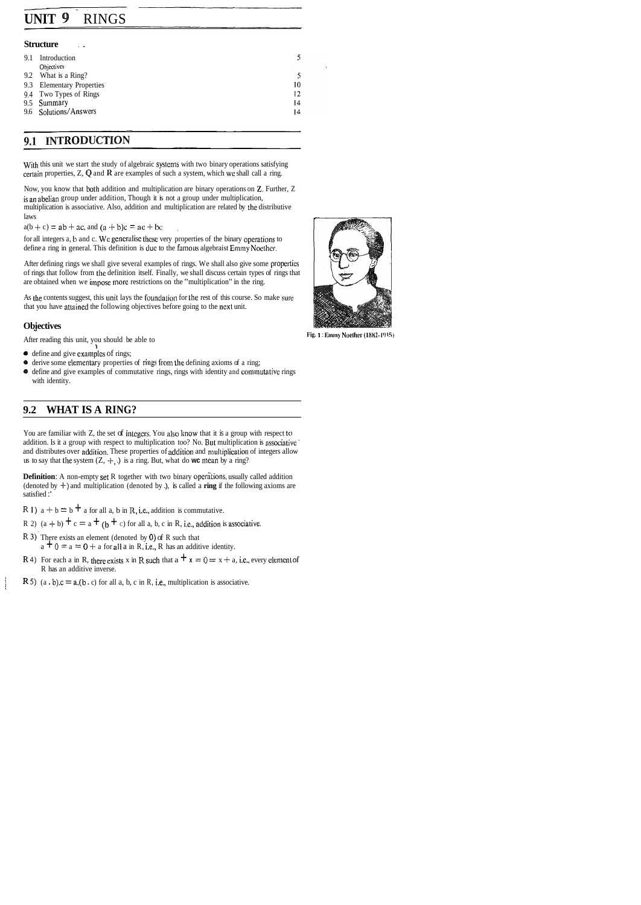# UNIT 9 RINGS

### Structure

| | | |
|---|---|---|
| 9.1 | Introduction | 5 |
| | Objectives | |
| 9.2 | What is a Ring? | 5 |
| 9.3 | Elementary Properties | 10 |
| 9.4 | Two Types of Rings | 12 |
| 9.5 | Summary | 14 |
| 9.6 | Solutions/Answers | 14 |

## 9.1 INTRODUCTION

With this unit we start the study of algebraic systems with two binary operations satisfying certain properties, Z, Q and R are examples of such a system, which we shall call a ring.

Now, you know that both addition and multiplication are binary operations on Z. Further, Z is an abelian group under addition, Though it is not a group under multiplication, multiplication is associative. Also, addition and multiplication are related by the distributive laws

$a(b + c) = ab + ac$, and $(a + b)c = ac + bc$

for all integers a, b and c. We generalise these very properties of the binary operations to define a ring in general. This definition is due to the famous algebraist Emmy Noether.

Fig. 1 : Emmy Noether (1882-1935)

After defining rings we shall give several examples of rings. We shall also give some properties of rings that follow from the definition itself. Finally, we shall discuss certain types of rings that are obtained when we impose more restrictions on the "multiplication" in the ring.

As the contents suggest, this unit lays the foundation for the rest of this course. So make sure that you have attained the following objectives before going to the next unit.

### Objectives

After reading this unit, you should be able to

- define and give examples of rings;
- derive some elementary properties of rings from the defining axioms of a ring;
- define and give examples of commutative rings, rings with identity and commutative rings with identity.

## 9.2 WHAT IS A RING?

You are familiar with Z, the set of integers. You also know that it is a group with respect to addition. Is it a group with respect to multiplication too? No. But multiplication is associative and distributes over addition. These properties of addition and multiplication of integers allow us to say that the system $(Z, +, .)$ is a ring. But, what do we mean by a ring?

**Definition**: A non-empty set R together with two binary operations, usually called addition (denoted by $+$) and multiplication (denoted by .), is called a **ring** if the following axioms are satisfied :

R 1) $a + b = b + a$ for all a, b in R, i.e., addition is commutative.

R 2) $(a + b) + c = a + (b + c)$ for all a, b, c in R, i.e., addition is associative.

R 3) There exists an element (denoted by 0) of R such that $a + 0 = a = 0 + a$ for all a in R, i.e., R has an additive identity.

R 4) For each a in R, there exists x in R such that $a + x = 0 = x + a$, i.e., every element of R has an additive inverse.

R 5) $(a . b).c = a.(b . c)$ for all a, b, c in R, i.e., multiplication is associative.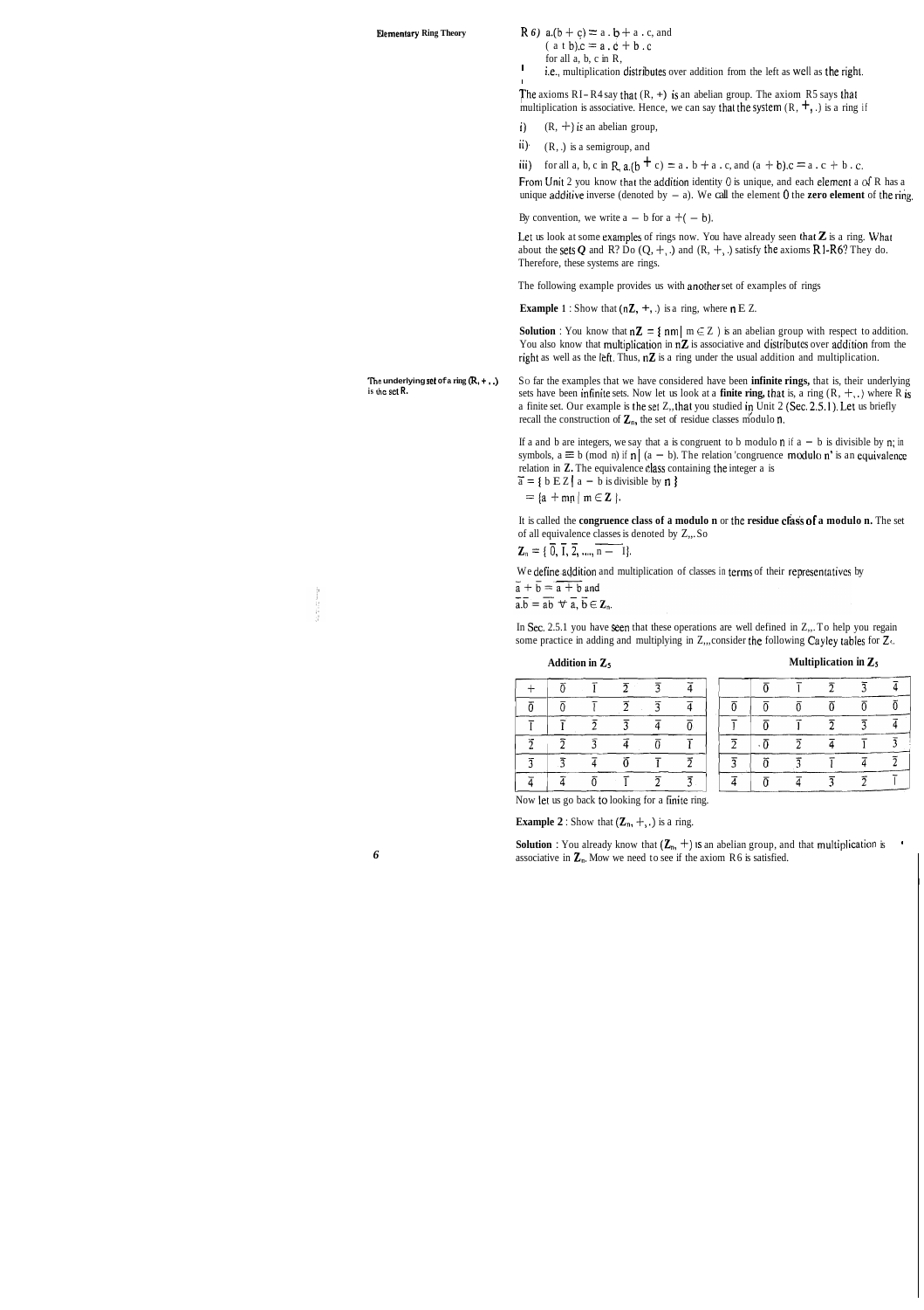R 6) $a.(b + c) = a.b + a.c$, and
$(a + b).c = a.c + b.c$
for all a, b, c in R,
i.e., multiplication distributes over addition from the left as well as the right.

The axioms R1 – R4 say that (R, +) is an abelian group. The axiom R5 says that multiplication is associative. Hence, we can say that the system (R, +, .) is a ring if

i) (R, +) is an abelian group,

ii) (R, .) is a semigroup, and

iii) for all a, b, c in R, $a.(b + c) = a.b + a.c$, and $(a + b).c = a.c + b.c$.

From Unit 2 you know that the addition identity 0 is unique, and each element a of R has a unique additive inverse (denoted by $-a$). We call the element 0 the **zero element** of the ring.

By convention, we write $a - b$ for $a + (-b)$.

Let us look at some examples of rings now. You have already seen that **Z** is a ring. What about the sets **Q** and R? Do (Q, +, .) and (R, +, .) satisfy the axioms R1-R6? They do. Therefore, these systems are rings.

The following example provides us with another set of examples of rings

**Example 1** : Show that $(n\mathbf{Z}, +, .)$ is a ring, where $n \in \mathbf{Z}$.

**Solution** : You know that $n\mathbf{Z} = \{ nm \mid m \in \mathbf{Z} \}$ is an abelian group with respect to addition. You also know that multiplication in $n\mathbf{Z}$ is associative and distributes over addition from the right as well as the left. Thus, $n\mathbf{Z}$ is a ring under the usual addition and multiplication.

The underlying set of a ring (R, + , .) is the set R.

So far the examples that we have considered have been **infinite rings,** that is, their underlying sets have been infinite sets. Now let us look at a **finite ring,** that is, a ring (R, +, .) where R is a finite set. Our example is the set $\mathbf{Z}_n$, that you studied in Unit 2 (Sec. 2.5.1). Let us briefly recall the construction of $\mathbf{Z}_n$, the set of residue classes modulo n.

If a and b are integers, we say that a is congruent to b modulo n if $a - b$ is divisible by n; in symbols, $a \equiv b \pmod{n}$ if $n \mid (a - b)$. The relation 'congruence modulo n' is an equivalence relation in **Z**. The equivalence class containing the integer a is

$\bar{a} = \{ b \in \mathbf{Z} \mid a - b \text{ is divisible by } n \}$

$= \{a + mn \mid m \in \mathbf{Z} \}$.

It is called the **congruence class of a modulo n** or the **residue class of a modulo n.** The set of all equivalence classes is denoted by $\mathbf{Z}_n$. So

$\mathbf{Z}_n = \{ \bar{0}, \bar{1}, \bar{2}, ..., \overline{n-1} \}$.

We define addition and multiplication of classes in terms of their representatives by

$\bar{a} + \bar{b} = \overline{a + b}$ and

$\bar{a}.\bar{b} = \overline{ab}\ \forall\ \bar{a}, \bar{b} \in \mathbf{Z}_n$.

In Sec. 2.5.1 you have seen that these operations are well defined in $\mathbf{Z}_n$. To help you regain some practice in adding and multiplying in $\mathbf{Z}_n$, consider the following Cayley tables for $\mathbf{Z}_5$.

**Addition in $\mathbf{Z}_5$**

| + | $\bar{0}$ | $\bar{1}$ | $\bar{2}$ | $\bar{3}$ | $\bar{4}$ |
|---|---|---|---|---|---|
| $\bar{0}$ | $\bar{0}$ | $\bar{1}$ | $\bar{2}$ | $\bar{3}$ | $\bar{4}$ |
| $\bar{1}$ | $\bar{1}$ | $\bar{2}$ | $\bar{3}$ | $\bar{4}$ | $\bar{0}$ |
| $\bar{2}$ | $\bar{2}$ | $\bar{3}$ | $\bar{4}$ | $\bar{0}$ | $\bar{1}$ |
| $\bar{3}$ | $\bar{3}$ | $\bar{4}$ | $\bar{0}$ | $\bar{1}$ | $\bar{2}$ |
| $\bar{4}$ | $\bar{4}$ | $\bar{0}$ | $\bar{1}$ | $\bar{2}$ | $\bar{3}$ |

**Multiplication in $\mathbf{Z}_5$**

| . | $\bar{0}$ | $\bar{1}$ | $\bar{2}$ | $\bar{3}$ | $\bar{4}$ |
|---|---|---|---|---|---|
| $\bar{0}$ | $\bar{0}$ | $\bar{0}$ | $\bar{0}$ | $\bar{0}$ | $\bar{0}$ |
| $\bar{1}$ | $\bar{0}$ | $\bar{1}$ | $\bar{2}$ | $\bar{3}$ | $\bar{4}$ |
| $\bar{2}$ | $\bar{0}$ | $\bar{2}$ | $\bar{4}$ | $\bar{1}$ | $\bar{3}$ |
| $\bar{3}$ | $\bar{0}$ | $\bar{3}$ | $\bar{1}$ | $\bar{4}$ | $\bar{2}$ |
| $\bar{4}$ | $\bar{0}$ | $\bar{4}$ | $\bar{3}$ | $\bar{2}$ | $\bar{1}$ |

Now let us go back to looking for a finite ring.

**Example 2** : Show that $(\mathbf{Z}_n, +, .)$ is a ring.

**Solution** : You already know that $(\mathbf{Z}_n, +)$ is an abelian group, and that multiplication is associative in $\mathbf{Z}_n$. Now we need to see if the axiom R6 is satisfied.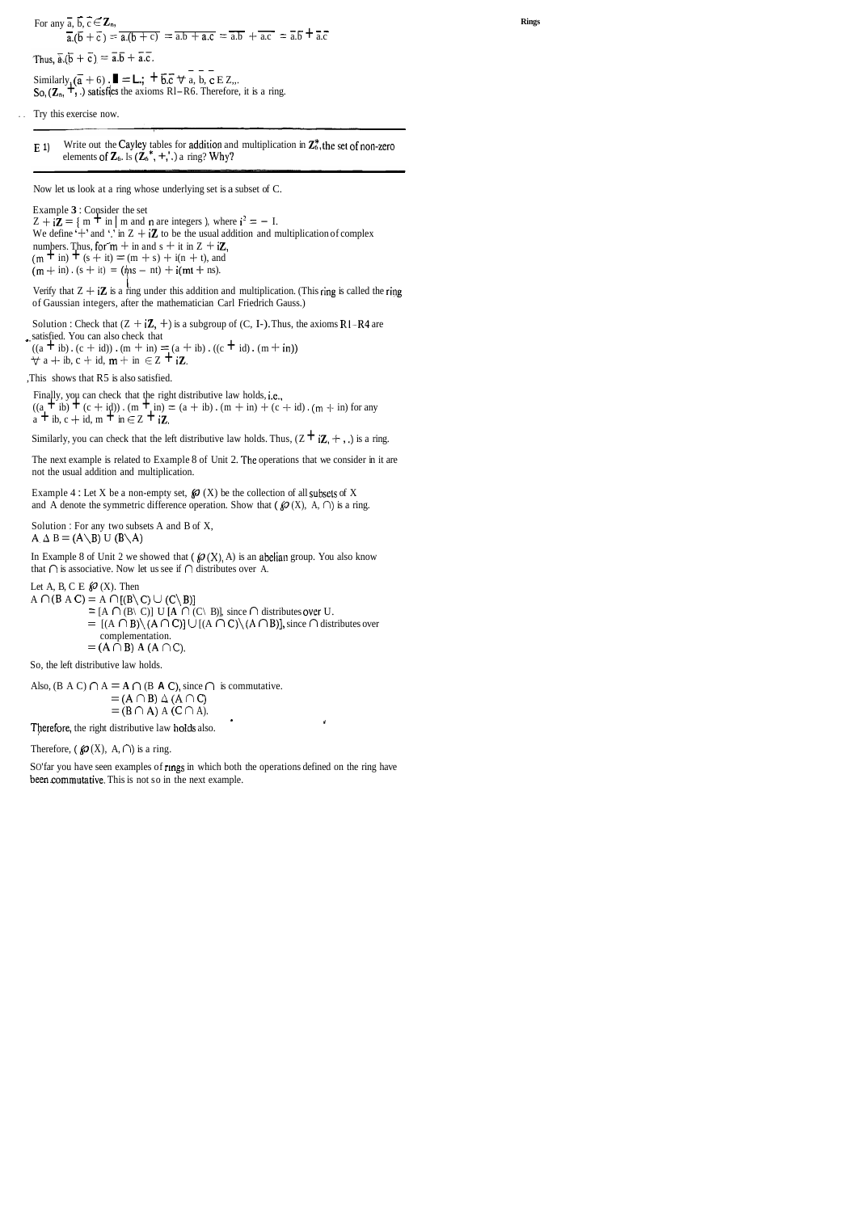For any $\bar{a}, \bar{b}, \bar{c} \in \mathbf{Z}_n$,

$$\bar{a}.(\bar{b} + \bar{c}) = \overline{a.(b + c)} = \overline{a.b + a.c} = \overline{a.b} + \overline{a.c} = \bar{a}.\bar{b} + \overline{a.c}$$

Thus, $\bar{a}.(\bar{b} + \bar{c}) = \bar{a}.\bar{b} + \bar{a}.\bar{c}$.

Similarly, $(\bar{a} + \bar{b}).\bar{c} = \bar{a}.\bar{c} + \bar{b}.\bar{c} \ \forall \ \bar{a}, \bar{b}, \bar{c} \in \mathbf{Z}_n$.

So, $(\mathbf{Z}_n, +, .)$ satisfies the axioms R1–R6. Therefore, it is a ring.

Try this exercise now.

---

E 1) Write out the Cayley tables for addition and multiplication in $\mathbf{Z}_n^*$, the set of non-zero elements of $\mathbf{Z}_n$. Is $(\mathbf{Z}_n^*, +, .)$ a ring? Why?

---

Now let us look at a ring whose underlying set is a subset of C.

Example **3** : Consider the set

$\mathbf{Z} + i\mathbf{Z} = \{ m + in \mid m \text{ and } n \text{ are integers} \}$, where $i^2 = -1$.

We define '+' and '.' in $\mathbf{Z} + i\mathbf{Z}$ to be the usual addition and multiplication of complex numbers. Thus, for $m + in$ and $s + it$ in $\mathbf{Z} + i\mathbf{Z}$,

$(m + in) + (s + it) = (m + s) + i(n + t)$, and

$(m + in) . (s + it) = (ms - nt) + i(mt + ns)$.

Verify that $\mathbf{Z} + i\mathbf{Z}$ is a ring under this addition and multiplication. (This ring is called the ring of Gaussian integers, after the mathematician Carl Friedrich Gauss.)

Solution : Check that $(\mathbf{Z} + i\mathbf{Z}, +)$ is a subgroup of $(\mathbf{C}, +)$. Thus, the axioms R1–R4 are satisfied. You can also check that

$((a + ib) . (c + id)) . (m + in) = (a + ib) . ((c + id) . (m + in))$
$\forall \ a + ib, c + id, m + in \in \mathbf{Z} + i\mathbf{Z}$.

This shows that R5 is also satisfied.

Finally, you can check that the right distributive law holds, i.e.,
$((a + ib) + (c + id)) . (m + in) = (a + ib) . (m + in) + (c + id) . (m + in)$ for any $a + ib, c + id, m + in \in \mathbf{Z} + i\mathbf{Z}$.

Similarly, you can check that the left distributive law holds. Thus, $(\mathbf{Z} + i\mathbf{Z}, +, .)$ is a ring.

The next example is related to Example 8 of Unit 2. The operations that we consider in it are not the usual addition and multiplication.

Example 4 : Let X be a non-empty set, $\wp(X)$ be the collection of all subsets of X and $\Delta$ denote the symmetric difference operation. Show that $(\wp(X), \Delta, \cap)$ is a ring.

Solution : For any two subsets A and B of X,
$A \Delta B = (A \setminus B) \cup (B \setminus A)$

In Example 8 of Unit 2 we showed that $(\wp(X), \Delta)$ is an abelian group. You also know that $\cap$ is associative. Now let us see if $\cap$ distributes over $\Delta$.

Let $A, B, C \in \wp(X)$. Then

$A \cap (B \Delta C) = A \cap [(B \setminus C) \cup (C \setminus B)]$
$= [A \cap (B \setminus C)] \cup [A \cap (C \setminus B)]$, since $\cap$ distributes over $\cup$.
$= [(A \cap B) \setminus (A \cap C)] \cup [(A \cap C) \setminus (A \cap B)]$, since $\cap$ distributes over complementation.
$= (A \cap B) \Delta (A \cap C)$.

So, the left distributive law holds.

Also, $(B \Delta C) \cap A = A \cap (B \Delta C)$, since $\cap$ is commutative.
$= (A \cap B) \Delta (A \cap C)$
$= (B \cap A) \Delta (C \cap A)$.

Therefore, the right distributive law holds also.

Therefore, $(\wp(X), \Delta, \cap)$ is a ring.

So far you have seen examples of rings in which both the operations defined on the ring have been commutative. This is not so in the next example.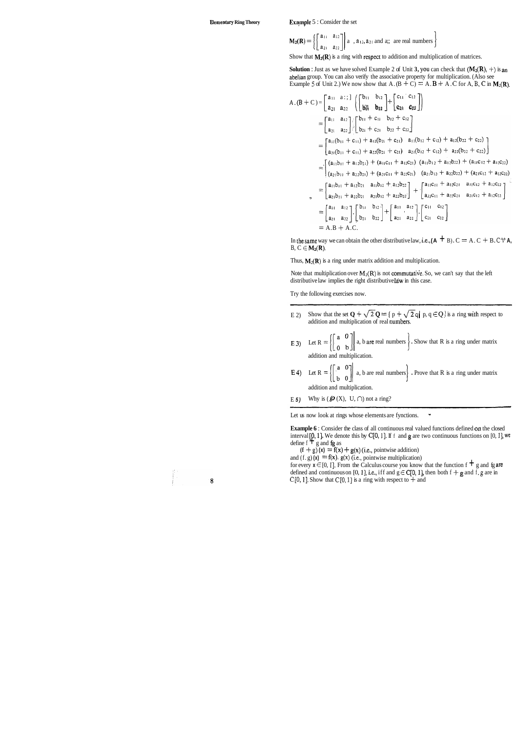**Example** 5 : Consider the set

$$\mathbf{M_2(R)} = \left\{ \begin{bmatrix} a_{11} & a_{12} \\ a_{21} & a_{22} \end{bmatrix} \middle| \; a_{11}, a_{12}, a_{21} \text{ and } a_{22} \text{ are real numbers} \right\}$$

Show that $\mathbf{M_2(R)}$ is a ring with respect to addition and multiplication of matrices.

**Solution** : Just as we have solved Example 2 of Unit 3, you can check that $(\mathbf{M_2(R)}, +)$ is an abelian group. You can also verify the associative property for multiplication. (Also see Example 5 of Unit 2.) We now show that $A.(B + C) = A.B + A.C$ for A, B, C in $\mathbf{M_2(R)}$.

$$A.(B+C) = \begin{bmatrix} a_{11} & a_{12} \\ a_{21} & a_{22} \end{bmatrix} \left( \begin{bmatrix} b_{11} & b_{12} \\ b_{21} & b_{22} \end{bmatrix} + \begin{bmatrix} c_{11} & c_{12} \\ c_{21} & c_{22} \end{bmatrix} \right)$$

$$= \begin{bmatrix} a_{11} & a_{12} \\ a_{21} & a_{22} \end{bmatrix} \cdot \begin{bmatrix} b_{11}+c_{11} & b_{12}+c_{12} \\ b_{21}+c_{21} & b_{22}+c_{22} \end{bmatrix}$$

$$= \begin{bmatrix} a_{11}(b_{11}+c_{11}) + a_{12}(b_{21}+c_{21}) & a_{11}(b_{12}+c_{12}) + a_{12}(b_{22}+c_{22}) \\ a_{21}(b_{11}+c_{11}) + a_{22}(b_{21}+c_{21}) & a_{21}(b_{12}+c_{12}) + a_{22}(b_{22}+c_{22}) \end{bmatrix}$$

$$= \begin{bmatrix} (a_{11}b_{11} + a_{12}b_{21}) + (a_{11}c_{11} + a_{12}c_{21}) & (a_{11}b_{12} + a_{12}b_{22}) + (a_{11}c_{12} + a_{12}c_{22}) \\ (a_{21}b_{11} + a_{22}b_{21}) + (a_{21}c_{11} + a_{22}c_{21}) & (a_{21}b_{12} + a_{22}b_{22}) + (a_{21}c_{12} + a_{22}c_{22}) \end{bmatrix}$$

$$= \begin{bmatrix} a_{11}b_{11} + a_{12}b_{21} & a_{11}b_{12} + a_{12}b_{22} \\ a_{21}b_{11} + a_{22}b_{21} & a_{21}b_{12} + a_{22}b_{22} \end{bmatrix} + \begin{bmatrix} a_{11}c_{11} + a_{12}c_{21} & a_{11}c_{12} + a_{12}c_{22} \\ a_{21}c_{11} + a_{22}c_{21} & a_{21}c_{12} + a_{22}c_{22} \end{bmatrix}$$

$$= \begin{bmatrix} a_{11} & a_{12} \\ a_{21} & a_{22} \end{bmatrix} \cdot \begin{bmatrix} b_{11} & b_{12} \\ b_{21} & b_{22} \end{bmatrix} + \begin{bmatrix} a_{11} & a_{12} \\ a_{21} & a_{22} \end{bmatrix} \cdot \begin{bmatrix} c_{11} & c_{12} \\ c_{21} & c_{22} \end{bmatrix}$$

$$= A.B + A.C.$$

In the same way we can obtain the other distributive law, i.e., $(A + B).C = A.C + B.C \; \forall \; A, B, C \in \mathbf{M_2(R)}$.

Thus, $\mathbf{M_2(R)}$ is a ring under matrix addition and multiplication.

Note that multiplication over $M_2(R)$ is not commutative. So, we can't say that the left distributive law implies the right distributive law in this case.

Try the following exercises now.

---

E 2) Show that the set $\mathbf{Q} + \sqrt{2}\,\mathbf{Q} = \{ p + \sqrt{2}\,q \mid p, q \in \mathbf{Q} \}$ is a ring with respect to addition and multiplication of real numbers.

E 3) Let $R = \left\{ \begin{bmatrix} a & 0 \\ 0 & b \end{bmatrix} \middle| \; a, b \text{ are real numbers} \right\}$. Show that R is a ring under matrix addition and multiplication.

E 4) Let $R = \left\{ \begin{bmatrix} a & 0 \\ b & 0 \end{bmatrix} \middle| \; a, b \text{ are real numbers} \right\}$. Prove that R is a ring under matrix addition and multiplication.

E 5) Why is $(\wp(X), \cup, \cap)$ not a ring?

---

Let us now look at rings whose elements are functions.

**Example 6** : Consider the class of all continuous real valued functions defined on the closed interval [0, 1]. We denote this by C[0, 1]. If f and g are two continuous functions on [0, 1], we define f + g and fg as

$(f + g)(x) = f(x) + g(x)$ (i.e., pointwise addition)

and $(f.g)(x) = f(x).g(x)$ (i.e., pointwise multiplication)

for every $x \in [0, 1]$. From the Calculus course you know that the function f + g and fg are defined and continuous on [0, 1], i.e., if f and $g \in C[0, 1]$, then both f + g and f . g are in C[0, 1]. Show that C[0, 1] is a ring with respect to + and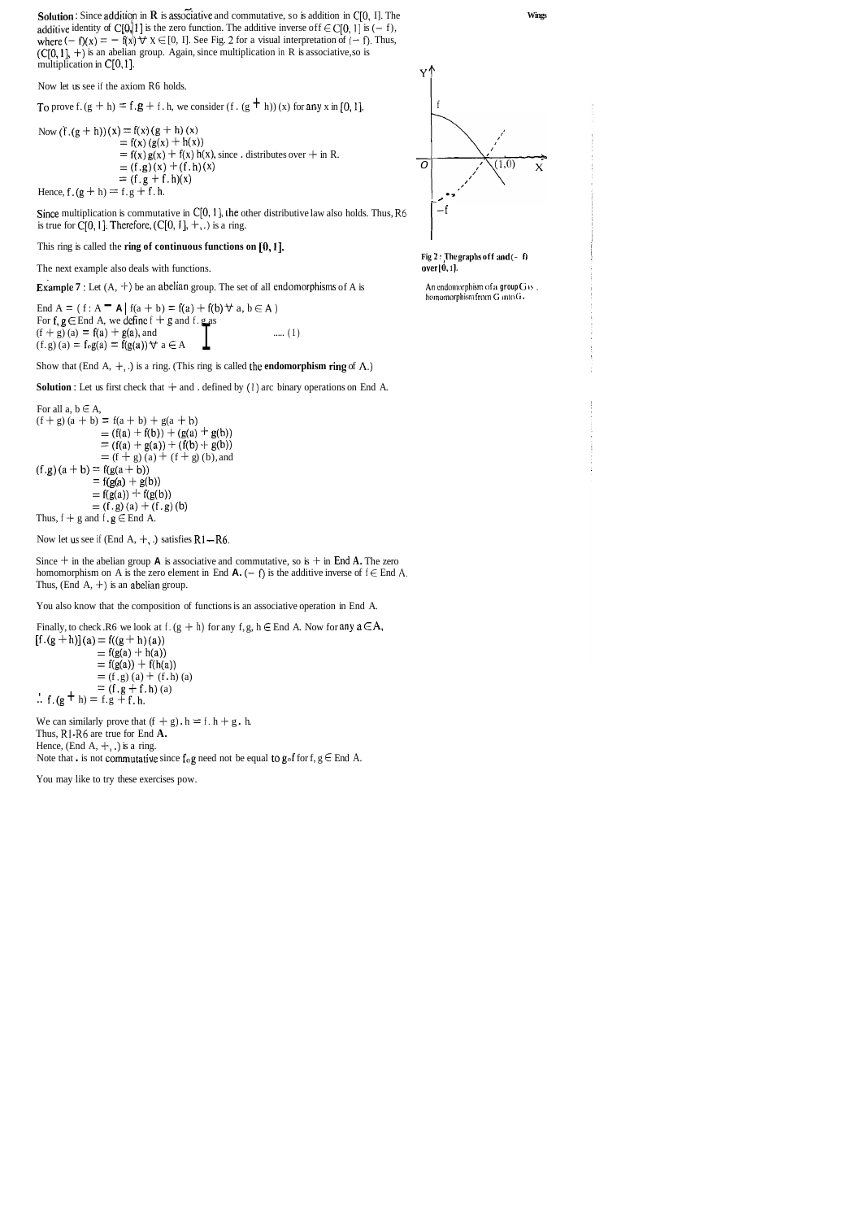**Solution** : Since addition in $\mathbb{R}$ is associative and commutative, so is addition in $C[0, 1]$. The additive identity of $C[0, 1]$ is the zero function. The additive inverse of $f \in C[0, 1]$ is $(-f)$, where $(-f)(x) = -f(x) \forall x \in [0, 1]$. See Fig. 2 for a visual interpretation of $(-f)$. Thus, $(C[0, 1], +)$ is an abelian group. Again, since multiplication in $\mathbb{R}$ is associative, so is multiplication in $C[0,1]$.

Now let us see if the axiom R6 holds.

To prove $f.(g + h) = f.g + f.h$, we consider $(f.(g + h))(x)$ for any $x$ in $[0, 1]$.

Now
$$
\begin{aligned}
(f.(g + h))(x) &= f(x)(g + h)(x) \\
&= f(x)(g(x) + h(x)) \\
&= f(x)g(x) + f(x)h(x), \text{ since . distributes over + in } \mathbb{R}. \\
&= (f.g)(x) + (f.h)(x) \\
&= (f.g + f.h)(x)
\end{aligned}
$$

Hence, $f.(g + h) = f.g + f.h$.

Since multiplication is commutative in $C[0, 1]$, the other distributive law also holds. Thus, R6 is true for $C[0, 1]$. Therefore, $(C[0, 1], +, .)$ is a ring.

This ring is called the **ring of continuous functions on $[0, 1]$.**

The next example also deals with functions.

**Fig 2 : The graphs of f and (– f) over [0, 1].**

**Example 7** : Let $(A, +)$ be an abelian group. The set of all endomorphisms of A is

$$\text{End } A = \{f : A \to A \mid f(a + b) = f(a) + f(b) \forall a, b \in A\}$$

For $f, g \in$ End A, we define $f + g$ and $f.g$ as

$$
\left.
\begin{aligned}
(f + g)(a) &= f(a) + g(a), \text{ and} \\
(f.g)(a) &= f \circ g(a) = f(g(a)) \forall a \in A
\end{aligned}
\right\} \quad \text{..... (1)}
$$

Show that $(\text{End } A, +, .)$ is a ring. (This ring is called the **endomorphism ring** of A.)

An endomorphism of a group G is a homomorphism from G into G.

**Solution** : Let us first check that + and . defined by (1) are binary operations on End A.

For all $a, b \in A$,

$$
\begin{aligned}
(f + g)(a + b) &= f(a + b) + g(a + b) \\
&= (f(a) + f(b)) + (g(a) + g(b)) \\
&= (f(a) + g(a)) + (f(b) + g(b)) \\
&= (f + g)(a) + (f + g)(b), \text{ and}
\end{aligned}
$$

$$
\begin{aligned}
(f.g)(a + b) &= f(g(a + b)) \\
&= f(g(a) + g(b)) \\
&= f(g(a)) + f(g(b)) \\
&= (f.g)(a) + (f.g)(b)
\end{aligned}
$$

Thus, $f + g$ and $f.g \in$ End A.

Now let us see if $(\text{End } A, +, .)$ satisfies R1 – R6.

Since + in the abelian group **A** is associative and commutative, so is + in **End A.** The zero homomorphism on A is the zero element in End **A.** $(-f)$ is the additive inverse of $f \in$ End A. Thus, $(\text{End } A, +)$ is an abelian group.

You also know that the composition of functions is an associative operation in End A.

Finally, to check R6 we look at $f.(g + h)$ for any $f, g, h \in$ End A. Now for any $a \in A$,

$$
\begin{aligned}
[f.(g + h)](a) &= f((g + h)(a)) \\
&= f(g(a) + h(a)) \\
&= f(g(a)) + f(h(a)) \\
&= (f.g)(a) + (f.h)(a) \\
&= (f.g + f.h)(a)
\end{aligned}
$$

$\therefore f.(g + h) = f.g + f.h.$

We can similarly prove that $(f + g).h = f.h + g.h$.

Thus, R1-R6 are true for End **A.**

Hence, $(\text{End } A, +, .)$ is a ring.

Note that . is not commutative since $f \circ g$ need not be equal to $g \circ f$ for $f, g \in$ End A.

You may like to try these exercises now.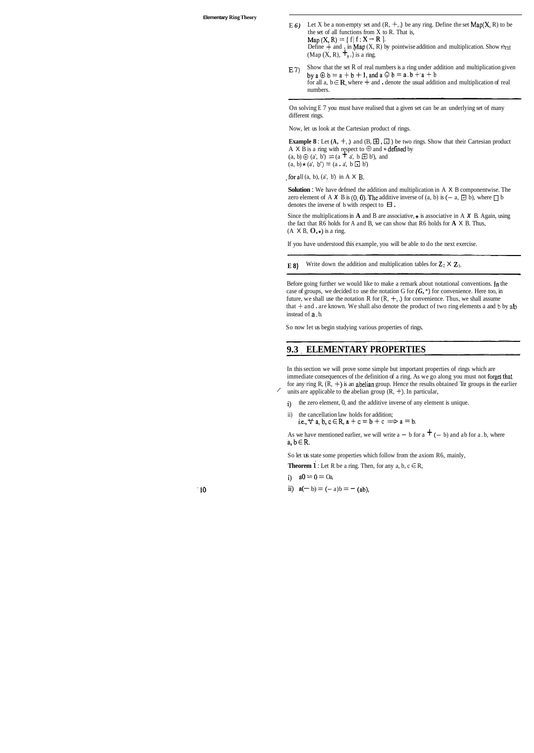E 6) Let X be a non-empty set and $(R, +, .)$ be any ring. Define the set $Map(X, R)$ to be the set of all functions from X to R. That is,
$Map(X, R) = \{ f \mid f : X \to R \}$.
Define $+$ and $.$ in $Map(X, R)$ by pointwise addition and multiplication. Show that $(Map(X, R), +, .)$ is a ring.

E 7) Show that the set R of real numbers is a ring under addition and multiplication given by $a \oplus b = a + b + 1$, and $a \odot b = a . b + a + b$
for all $a, b \in \mathbf{R}$, where $+$ and $.$ denote the usual addition and multiplication of real numbers.

On solving E 7 you must have realised that a given set can be an underlying set of many different rings.

Now, let us look at the Cartesian product of rings.

**Example 8** : Let $(A, +, .)$ and $(B, \boxplus, \boxdot)$ be two rings. Show that their Cartesian product $A \times B$ is a ring with respect to $\oplus$ and $*$ defined by
$(a, b) \oplus (a', b') = (a + a', b \boxplus b')$, and
$(a, b) * (a', b') = (a . a', b \boxdot b')$

for all $(a, b), (a', b')$ in $A \times B$.

**Solution** : We have defined the addition and multiplication in $A \times B$ componentwise. The zero element of $A \times B$ is $(0, 0)$. The additive inverse of $(a, b)$ is $(-a, \boxminus b)$, where $\boxminus b$ denotes the inverse of b with respect to $\boxplus$.

Since the multiplications in **A** and B are associative, $*$ is associative in $A \times B$. Again, using the fact that R6 holds for A and B, we can show that R6 holds for $\mathbf{A} \times B$. Thus, $(A \times B, \oplus, *)$ is a ring.

If you have understood this example, you will be able to do the next exercise.

**E 8)** Write down the addition and multiplication tables for $\mathbf{Z}_2 \times \mathbf{Z}_3$.

Before going further we would like to make a remark about notational conventions. In the case of groups, we decided to use the notation G for $(G, *)$ for convenience. Here too, in future, we shall use the notation R for $(R, +, .)$ for convenience. Thus, we shall assume that $+$ and $.$ are known. We shall also denote the product of two ring elements a and b by ab instead of $a . b$.

So now let us begin studying various properties of rings.

## 9.3 ELEMENTARY PROPERTIES

In this section we will prove some simple but important properties of rings which are immediate consequences of the definition of a ring. As we go along you must not forget that for any ring R, $(R, +)$ is an abelian group. Hence the results obtained for groups in the earlier units are applicable to the abelian group $(R, +)$. In particular,

i) the zero element, 0, and the additive inverse of any element is unique.

ii) the cancellation law holds for addition;
i.e., $\forall\ a, b, c \in R, a + c = b + c \Rightarrow a = b$.

As we have mentioned earlier, we will write $a - b$ for $a + (-b)$ and ab for $a . b$, where $a, b \in R$.

So let us state some properties which follow from the axiom R6, mainly,

**Theorem 1** : Let R be a ring. Then, for any $a, b, c \in R$,

i) $a0 = 0 = 0a$,

ii) $a(-b) = (-a)b = -(ab)$,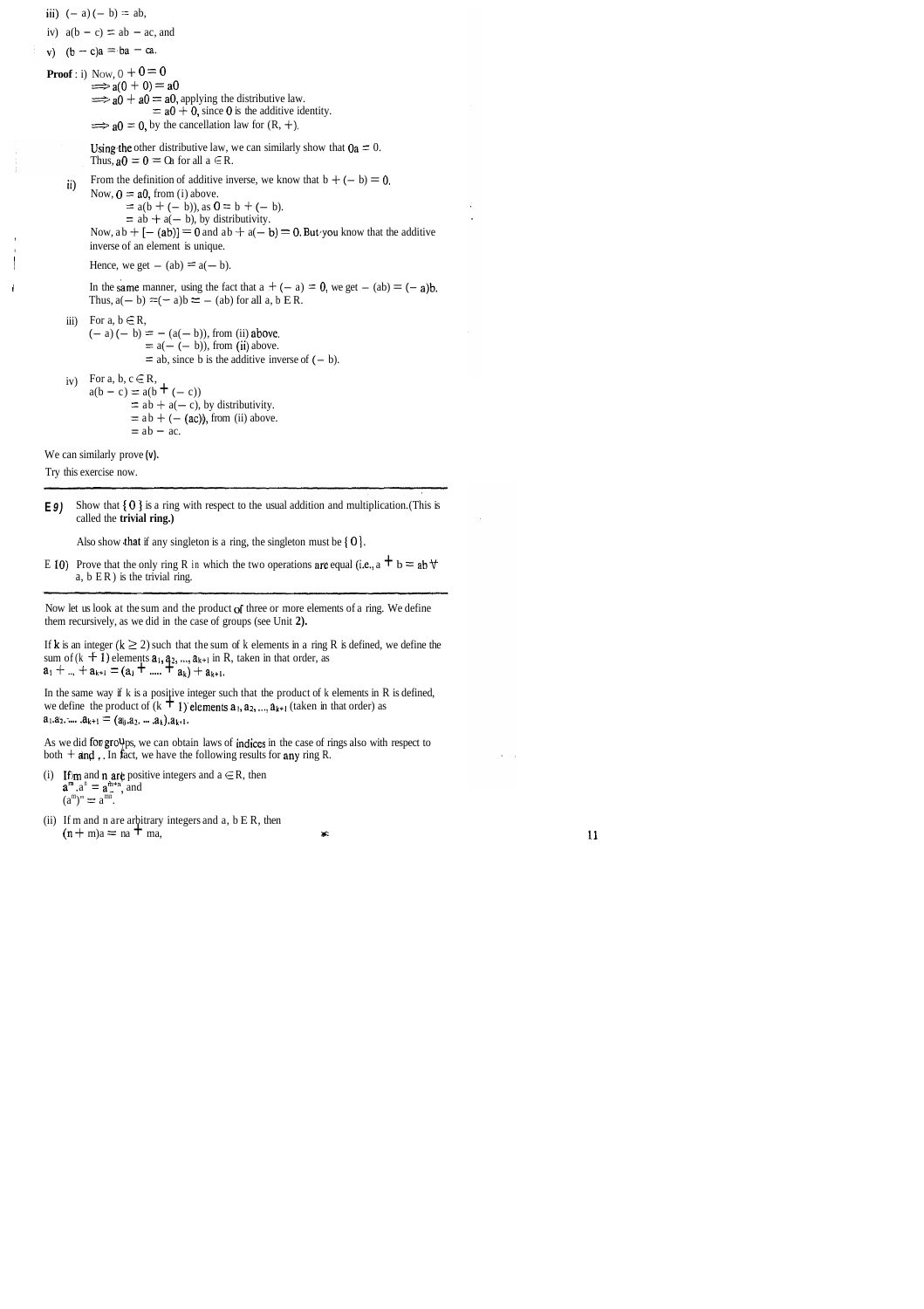iii) $(-a)(-b) = ab$,

iv) $a(b-c) = ab - ac$, and

v) $(b-c)a = ba - ca$.

**Proof** : i) Now, $0 + 0 = 0$

$\Rightarrow a(0+0) = a0$

$\Rightarrow a0 + a0 = a0$, applying the distributive law.

$= a0 + 0$, since $0$ is the additive identity.

$\Rightarrow a0 = 0$, by the cancellation law for $(R, +)$.

Using the other distributive law, we can similarly show that $0a = 0$.

Thus, $a0 = 0 = 0a$ for all $a \in R$.

ii) From the definition of additive inverse, we know that $b + (-b) = 0$.

Now, $0 = a0$, from (i) above.

$= a(b + (-b))$, as $0 = b + (-b)$.

$= ab + a(-b)$, by distributivity.

Now, $ab + [-(ab)] = 0$ and $ab + a(-b) = 0$. But you know that the additive inverse of an element is unique.

Hence, we get $-(ab) = a(-b)$.

In the same manner, using the fact that $a + (-a) = 0$, we get $-(ab) = (-a)b$.

Thus, $a(-b) = (-a)b = -(ab)$ for all $a, b \in R$.

iii) For $a, b \in R$,

$(-a)(-b) = -(a(-b))$, from (ii) above.

$= a(-(-b))$, from (ii) above.

$= ab$, since $b$ is the additive inverse of $(-b)$.

iv) For $a, b, c \in R$,

$a(b-c) = a(b + (-c))$

$= ab + a(-c)$, by distributivity.

$= ab + (-(ac))$, from (ii) above.

$= ab - ac$.

We can similarly prove (v).

Try this exercise now.

---

**E 9)** Show that $\{0\}$ is a ring with respect to the usual addition and multiplication.(This is called the **trivial ring.)**

Also show that if any singleton is a ring, the singleton must be $\{0\}$.

E 10) Prove that the only ring R in which the two operations are equal (i.e., $a + b = ab \ \forall$ $a, b \in R$) is the trivial ring.

---

Now let us look at the sum and the product of three or more elements of a ring. We define them recursively, as we did in the case of groups (see Unit **2).**

If k is an integer $(k \geq 2)$ such that the sum of k elements in a ring R is defined, we define the sum of $(k+1)$ elements $a_1, a_2, ..., a_{k+1}$ in R, taken in that order, as

$a_1 + ... + a_{k+1} = (a_1 + ..... + a_k) + a_{k+1}$.

In the same way if k is a positive integer such that the product of k elements in R is defined, we define the product of $(k+1)$ elements $a_1, a_2, ..., a_{k+1}$ (taken in that order) as

$a_1.a_2. ..... .a_{k+1} = (a_1.a_2. ... .a_k).a_{k+1}$.

As we did for groups, we can obtain laws of indices in the case of rings also with respect to both + and . . In fact, we have the following results for any ring R.

(i) If m and n are positive integers and $a \in R$, then

$a^m.a^n = a^{m+n}$, and

$(a^m)^n = a^{mn}$.

(ii) If m and n are arbitrary integers and $a, b \in R$, then

$(n+m)a = na + ma$,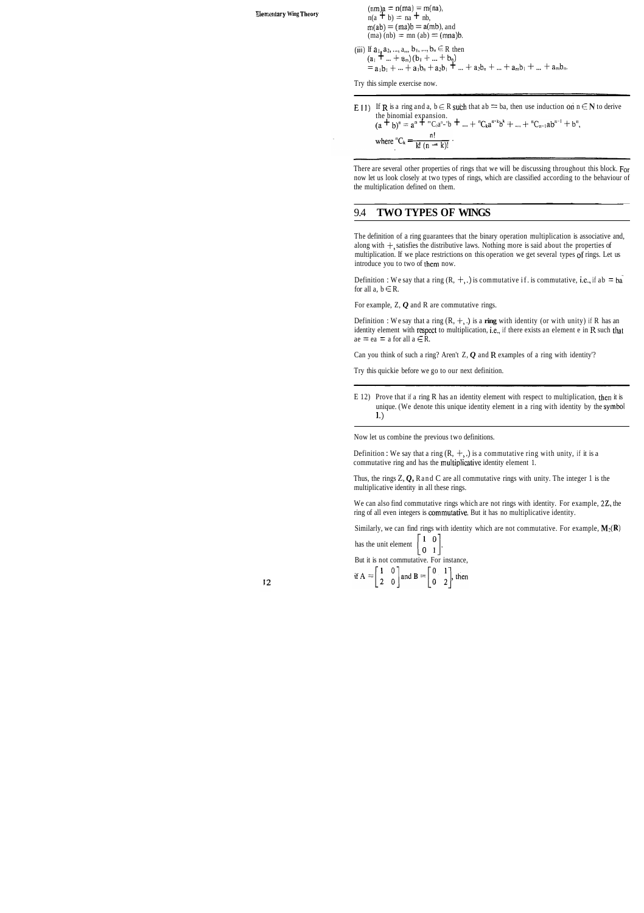$(nm)a = n(ma) = m(na)$,
$n(a + b) = na + nb$,
$m(ab) = (ma)b = a(mb)$, and
$(ma)(nb) = mn(ab) = (mna)b$.

(iii) If $a_1, a_2, ..., a_m, b_1, ..., b_n \in R$ then
$(a_1 + ... + a_m)(b_1 + ... + b_n)$
$= a_1b_1 + ... + a_1b_n + a_2b_1 + ... + a_2b_n + ... + a_mb_1 + ... + a_mb_n$.

Try this simple exercise now.

---

E 11) If R is a ring and $a, b \in R$ such that $ab = ba$, then use induction on $n \in N$ to derive the binomial expansion.
$(a + b)^n = a^n + {}^nC_1a^{n-1}b + ... + {}^nC_ka^{n-k}b^k + ... + {}^nC_{n-1}ab^{n-1} + b^n$,
where ${}^nC_k = \frac{n!}{k!\,(n-k)!}$.

---

There are several other properties of rings that we will be discussing throughout this block. For now let us look closely at two types of rings, which are classified according to the behaviour of the multiplication defined on them.

## 9.4 TWO TYPES OF WINGS

The definition of a ring guarantees that the binary operation multiplication is associative and, along with $+$, satisfies the distributive laws. Nothing more is said about the properties of multiplication. If we place restrictions on this operation we get several types of rings. Let us introduce you to two of them now.

Definition : We say that a ring $(R, +, .)$ is commutative if . is commutative, i.e., if $ab = ba$ for all $a, b \in R$.

For example, Z, ***Q*** and R are commutative rings.

Definition : We say that a ring $(R, +, .)$ is a **ring** with identity (or with unity) if R has an identity element with respect to multiplication, i.e., if there exists an element e in R such that $ae = ea = a$ for all $a \in R$.

Can you think of such a ring? Aren't Z, ***Q*** and R examples of a ring with identity?

Try this quickie before we go to our next definition.

---

E 12) Prove that if a ring R has an identity element with respect to multiplication, then it is unique. (We denote this unique identity element in a ring with identity by the symbol 1.)

---

Now let us combine the previous two definitions.

Definition : We say that a ring $(R, +, .)$ is a commutative ring with unity, if it is a commutative ring and has the multiplicative identity element 1.

Thus, the rings Z, ***Q***, R and C are all commutative rings with unity. The integer 1 is the multiplicative identity in all these rings.

We can also find commutative rings which are not rings with identity. For example, 2Z, the ring of all even integers is commutative. But it has no multiplicative identity.

Similarly, we can find rings with identity which are not commutative. For example, $M_2(\mathbf{R})$ has the unit element $\begin{bmatrix} 1 & 0 \\ 0 & 1 \end{bmatrix}$.

But it is not commutative. For instance,

if $A = \begin{bmatrix} 1 & 0 \\ 2 & 0 \end{bmatrix}$ and $B = \begin{bmatrix} 0 & 1 \\ 0 & 2 \end{bmatrix}$, then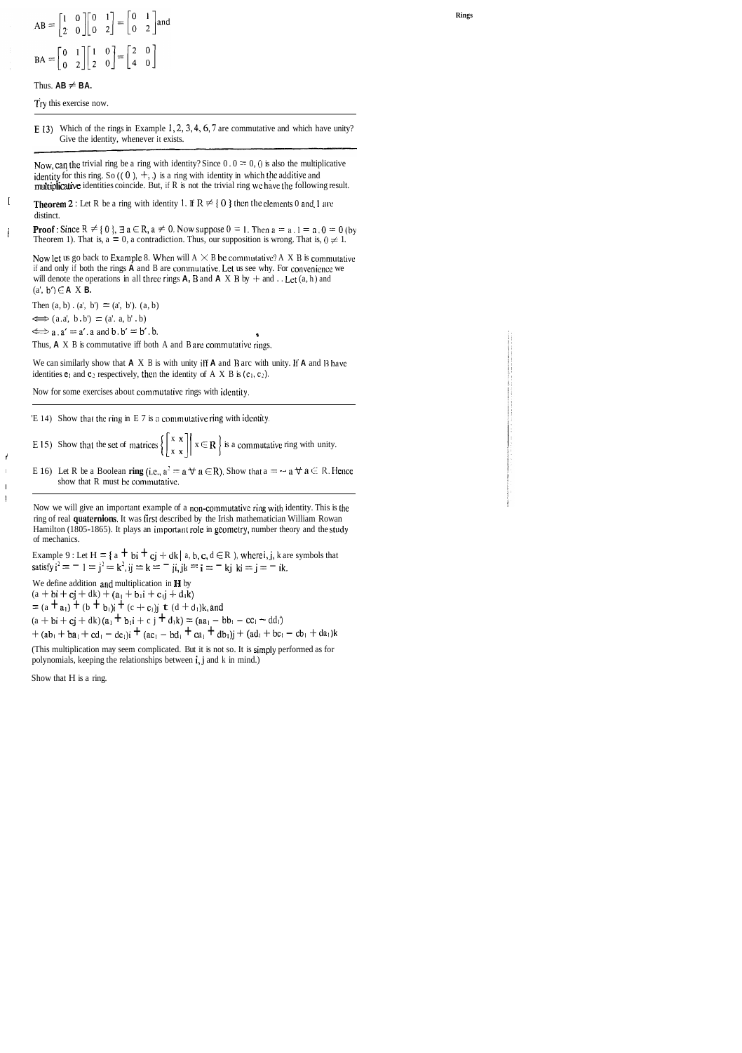$$AB = \begin{bmatrix} 1 & 0 \\ 2 & 0 \end{bmatrix}\begin{bmatrix} 0 & 1 \\ 0 & 2 \end{bmatrix} = \begin{bmatrix} 0 & 1 \\ 0 & 2 \end{bmatrix} \text{ and}$$

$$BA = \begin{bmatrix} 0 & 1 \\ 0 & 2 \end{bmatrix}\begin{bmatrix} 1 & 0 \\ 2 & 0 \end{bmatrix} = \begin{bmatrix} 2 & 0 \\ 4 & 0 \end{bmatrix}$$

Thus. $AB \neq BA$.

Try this exercise now.

---

E 13) Which of the rings in Example 1, 2, 3, 4, 6, 7 are commutative and which have unity? Give the identity, whenever it exists.

---

Now, can the trivial ring be a ring with identity? Since $0 . 0 = 0$, $0$ is also the multiplicative identity for this ring. So $(\{0\}, +, .)$ is a ring with identity in which the additive and multiplicative identities coincide. But, if R is not the trivial ring we have the following result.

**Theorem 2** : Let R be a ring with identity 1. If $R \neq \{0\}$ then the elements 0 and 1 are distinct.

**Proof** : Since $R \neq \{0\}$, $\exists\, a \in R$, $a \neq 0$. Now suppose $0 = 1$. Then $a = a . 1 = a . 0 = 0$ (by Theorem 1). That is, $a = 0$, a contradiction. Thus, our supposition is wrong. That is, $0 \neq 1$.

Now let us go back to Example 8. When will $A \times B$ be commutative? $A \times B$ is commutative if and only if both the rings A and B are commutative. Let us see why. For convenience we will denote the operations in all three rings A, B and $A \times B$ by $+$ and $.$ . Let $(a, b)$ and $(a', b') \in A \times B$.

Then $(a, b) . (a', b') = (a', b') . (a, b)$

$\Longleftrightarrow (a . a', b . b') = (a' . a, b' . b)$

$\Longleftrightarrow a . a' = a' . a$ and $b . b' = b' . b$.

Thus, $A \times B$ is commutative iff both A and B are commutative rings.

We can similarly show that $A \times B$ is with unity iff A and B are with unity. If A and B have identities $e_1$ and $e_2$ respectively, then the identity of $A \times B$ is $(e_1, e_2)$.

Now for some exercises about commutative rings with identity.

---

E 14) Show that the ring in E 7 is a commutative ring with identity.

E 15) Show that the set of matrices $\left\{ \begin{bmatrix} x & x \\ x & x \end{bmatrix} \middle| \, x \in \mathbf{R} \right\}$ is a commutative ring with unity.

E 16) Let R be a Boolean ring (i.e., $a^2 = a \; \forall \; a \in R$). Show that $a = -a \; \forall \; a \in R$. Hence show that R must be commutative.

---

Now we will give an important example of a non-commutative ring with identity. This is the ring of real **quaternions**. It was first described by the Irish mathematician William Rowan Hamilton (1805-1865). It plays an important role in geometry, number theory and the study of mechanics.

Example 9 : Let $H = \{a + bi + cj + dk \mid a, b, c, d \in R\}$, where i, j, k are symbols that satisfy $i^2 = -1 = j^2 = k^2$, $ij = k = -ji$, $jk = i = -kj$, $ki = j = -ik$.

We define addition and multiplication in **H** by

$(a + bi + cj + dk) + (a_1 + b_1i + c_1j + d_1k)$

$= (a + a_1) + (b + b_1)i + (c + c_1)j + (d + d_1)k$, and

$(a + bi + cj + dk)(a_1 + b_1i + c_1j + d_1k) = (aa_1 - bb_1 - cc_1 - dd_1)$

$+ (ab_1 + ba_1 + cd_1 - dc_1)i + (ac_1 - bd_1 + ca_1 + db_1)j + (ad_1 + bc_1 - cb_1 + da_1)k$

(This multiplication may seem complicated. But it is not so. It is simply performed as for polynomials, keeping the relationships between i, j and k in mind.)

Show that H is a ring.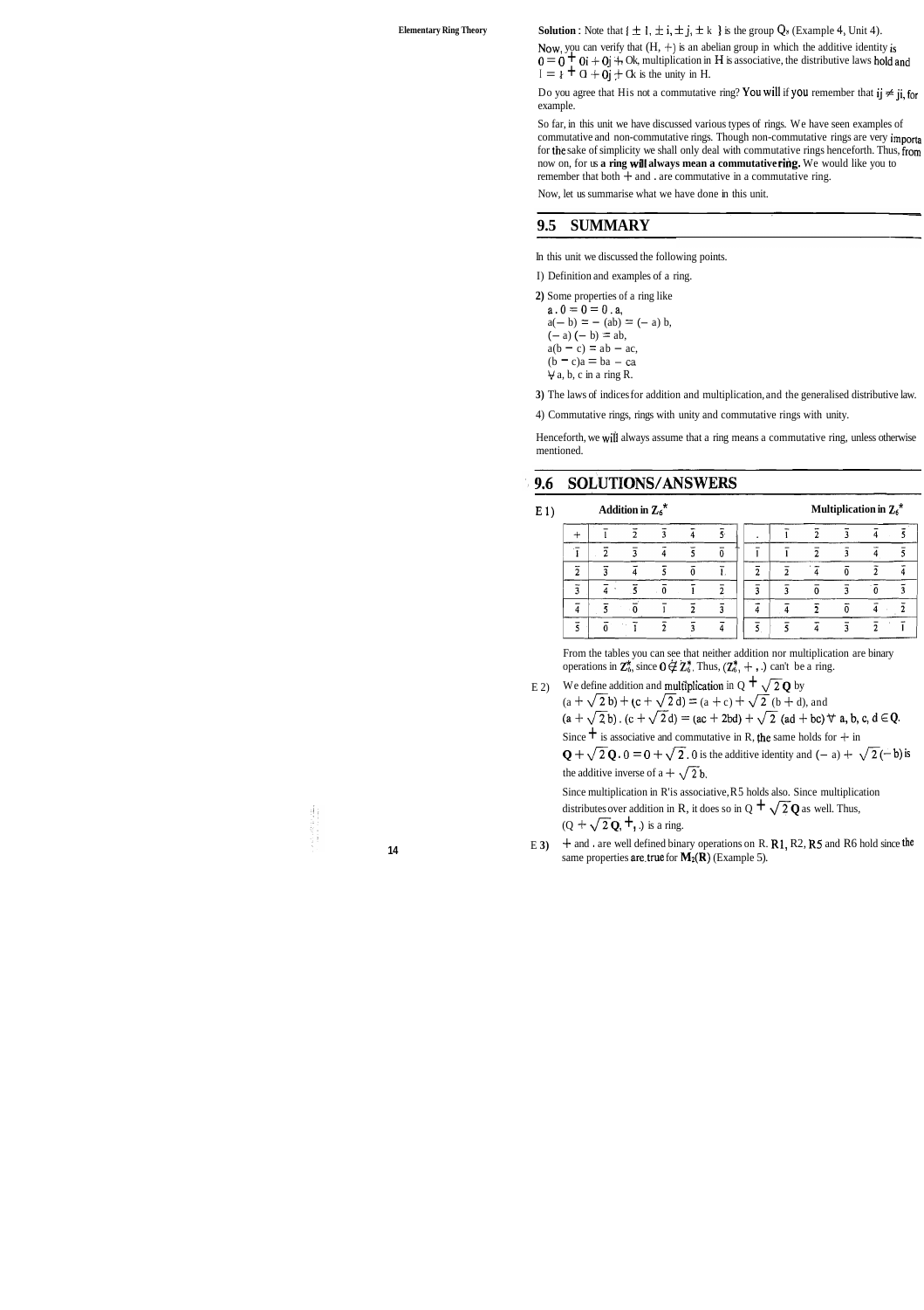**Solution** : Note that $\{\pm 1, \pm i, \pm j, \pm k\}$ is the group $Q_8$ (Example 4, Unit 4).

Now, you can verify that (H, +) is an abelian group in which the additive identity is $0 = 0 + 0i + 0j + 0k$, multiplication in H is associative, the distributive laws hold and $1 = 1 + 0i + 0j + 0k$ is the unity in H.

Do you agree that H is not a commutative ring? You will if you remember that $ij \neq ji$, for example.

So far, in this unit we have discussed various types of rings. We have seen examples of commutative and non-commutative rings. Though non-commutative rings are very importa for the sake of simplicity we shall only deal with commutative rings henceforth. Thus, from now on, for us **a ring will always mean a commutative ring.** We would like you to remember that both + and . are commutative in a commutative ring.

Now, let us summarise what we have done in this unit.

## 9.5 SUMMARY

In this unit we discussed the following points.

1) Definition and examples of a ring.

2) Some properties of a ring like
$a \cdot 0 = 0 = 0 \cdot a$,
$a(-b) = -(ab) = (-a)b$,
$(-a)(-b) = ab$,
$a(b-c) = ab - ac$,
$(b-c)a = ba - ca$
$\forall$ a, b, c in a ring R.

3) The laws of indices for addition and multiplication, and the generalised distributive law.

4) Commutative rings, rings with unity and commutative rings with unity.

Henceforth, we will always assume that a ring means a commutative ring, unless otherwise mentioned.

## 9.6 SOLUTIONS/ANSWERS

E 1) **Addition in $Z_6^*$**

| + | $\bar{1}$ | $\bar{2}$ | $\bar{3}$ | $\bar{4}$ | $\bar{5}$ |
|---|---|---|---|---|---|
| $\bar{1}$ | $\bar{2}$ | $\bar{3}$ | $\bar{4}$ | $\bar{5}$ | $\bar{0}$ |
| $\bar{2}$ | $\bar{3}$ | $\bar{4}$ | $\bar{5}$ | $\bar{0}$ | $\bar{1}$ |
| $\bar{3}$ | $\bar{4}$ | $\bar{5}$ | $\bar{0}$ | $\bar{1}$ | $\bar{2}$ |
| $\bar{4}$ | $\bar{5}$ | $\bar{0}$ | $\bar{1}$ | $\bar{2}$ | $\bar{3}$ |
| $\bar{5}$ | $\bar{0}$ | $\bar{1}$ | $\bar{2}$ | $\bar{3}$ | $\bar{4}$ |

**Multiplication in $Z_6^*$**

| . | $\bar{1}$ | $\bar{2}$ | $\bar{3}$ | $\bar{4}$ | $\bar{5}$ |
|---|---|---|---|---|---|
| $\bar{1}$ | $\bar{1}$ | $\bar{2}$ | $\bar{3}$ | $\bar{4}$ | $\bar{5}$ |
| $\bar{2}$ | $\bar{2}$ | $\bar{4}$ | $\bar{0}$ | $\bar{2}$ | $\bar{4}$ |
| $\bar{3}$ | $\bar{3}$ | $\bar{0}$ | $\bar{3}$ | $\bar{0}$ | $\bar{3}$ |
| $\bar{4}$ | $\bar{4}$ | $\bar{2}$ | $\bar{0}$ | $\bar{4}$ | $\bar{2}$ |
| $\bar{5}$ | $\bar{5}$ | $\bar{4}$ | $\bar{3}$ | $\bar{2}$ | $\bar{1}$ |

From the tables you can see that neither addition nor multiplication are binary operations in $Z_6^*$, since $\bar{0} \notin Z_6^*$. Thus, $(Z_6^*, +, .)$ can't be a ring.

E 2) We define addition and multiplication in $Q + \sqrt{2}Q$ by
$(a + \sqrt{2}b) + (c + \sqrt{2}d) = (a + c) + \sqrt{2}(b + d)$, and
$(a + \sqrt{2}b) \cdot (c + \sqrt{2}d) = (ac + 2bd) + \sqrt{2}(ad + bc) \; \forall \; a, b, c, d \in Q$.
Since + is associative and commutative in R, the same holds for + in $Q + \sqrt{2}Q$. $0 = 0 + \sqrt{2} \cdot 0$ is the additive identity and $(-a) + \sqrt{2}(-b)$ is the additive inverse of $a + \sqrt{2}b$.
Since multiplication in R is associative, R5 holds also. Since multiplication distributes over addition in R, it does so in $Q + \sqrt{2}Q$ as well. Thus, $(Q + \sqrt{2}Q, +, .)$ is a ring.

E 3) + and . are well defined binary operations on R. R1, R2, R5 and R6 hold since the same properties are true for $M_2(R)$ (Example 5).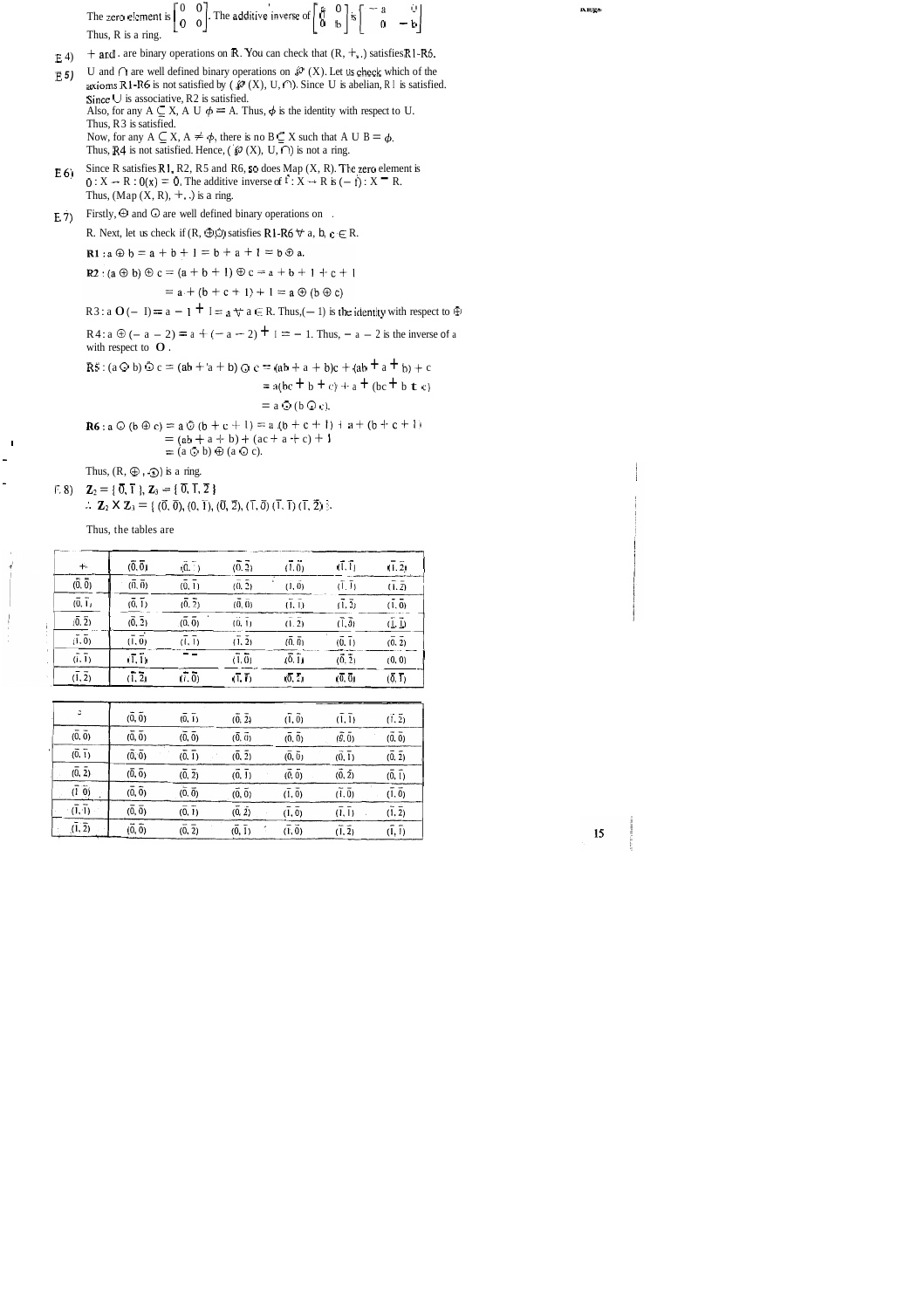The zero element is $\begin{bmatrix} 0 & 0 \\ 0 & 0 \end{bmatrix}$. The additive inverse of $\begin{bmatrix} a & 0 \\ 0 & b \end{bmatrix}$ is $\begin{bmatrix} -a & 0 \\ 0 & -b \end{bmatrix}$

Thus, R is a ring.

E 4) $+$ and $\cdot$ are binary operations on $\mathbb{R}$. You can check that $(\mathbb{R}, +, .)$ satisfies R1-R6.

E 5) $\cup$ and $\cap$ are well defined binary operations on $\wp(X)$. Let us check which of the axioms R1-R6 is not satisfied by $(\wp(X), \cup, \cap)$. Since $\cup$ is abelian, R1 is satisfied.

Since $\cup$ is associative, R2 is satisfied.

Also, for any $A \subseteq X$, $A \cup \phi = A$. Thus, $\phi$ is the identity with respect to $\cup$.

Thus, R3 is satisfied.

Now, for any $A \subseteq X$, $A \neq \phi$, there is no $B \subseteq X$ such that $A \cup B = \phi$.

Thus, R4 is not satisfied. Hence, $(\wp(X), \cup, \cap)$ is not a ring.

E 6) Since R satisfies R1, R2, R5 and R6, so does Map (X, R). The zero element is $0 : X \to R : 0(x) = 0$. The additive inverse of $f : X \to R$ is $(-f) : X \to R$.

Thus, (Map (X, R), $+$, .) is a ring.

E 7) Firstly, $\oplus$ and $\odot$ are well defined binary operations on R. Next, let us check if $(R, \oplus, \odot)$ satisfies R1-R6 $\forall$ a, b, c $\in$ R.

**R1** : $a \oplus b = a + b + 1 = b + a + 1 = b \oplus a$.

**R2** : $(a \oplus b) \oplus c = (a + b + 1) \oplus c = a + b + 1 + c + 1$

$= a + (b + c + 1) + 1 = a \oplus (b \oplus c)$

R3 : $a \oplus (-1) = a - 1 + 1 = a \ \forall \ a \in R$. Thus, $(-1)$ is the identity with respect to $\oplus$

R4 : $a \oplus (-a - 2) = a + (-a - 2) + 1 = -1$. Thus, $-a-2$ is the inverse of a with respect to $\oplus$.

R5 : $(a \odot b) \odot c = (ab + a + b) \odot c = (ab + a + b)c + (ab + a + b) + c$

$= a(bc + b + c) + a + (bc + b + c)$

$= a \odot (b \odot c)$.

**R6** : $a \odot (b \oplus c) = a \odot (b + c + 1) = a(b + c + 1) + a + (b + c + 1)$

$= (ab + a + b) + (ac + a + c) + 1$

$= (a \odot b) \oplus (a \odot c)$.

Thus, $(R, \oplus, \odot)$ is a ring.

E 8) $\mathbf{Z}_2 = \{\bar{0}, \bar{1}\}$, $\mathbf{Z}_3 = \{\bar{0}, \bar{1}, \bar{2}\}$

$\therefore \mathbf{Z}_2 \times \mathbf{Z}_3 = \{(\bar{0}, \bar{0}), (\bar{0}, \bar{1}), (\bar{0}, \bar{2}), (\bar{1}, \bar{0}), (\bar{1}, \bar{1}), (\bar{1}, \bar{2})\}$.

Thus, the tables are

| $+$ | $(\bar{0}, \bar{0})$ | $(\bar{0}, \bar{1})$ | $(\bar{0}, \bar{2})$ | $(\bar{1}, \bar{0})$ | $(\bar{1}, \bar{1})$ | $(\bar{1}, \bar{2})$ |
|---|---|---|---|---|---|---|
| $(\bar{0}, \bar{0})$ | $(\bar{0}, \bar{0})$ | $(\bar{0}, \bar{1})$ | $(\bar{0}, \bar{2})$ | $(\bar{1}, \bar{0})$ | $(\bar{1}, \bar{1})$ | $(\bar{1}, \bar{2})$ |
| $(\bar{0}, \bar{1})$ | $(\bar{0}, \bar{1})$ | $(\bar{0}, \bar{2})$ | $(\bar{0}, \bar{0})$ | $(\bar{1}, \bar{1})$ | $(\bar{1}, \bar{2})$ | $(\bar{1}, \bar{0})$ |
| $(\bar{0}, \bar{2})$ | $(\bar{0}, \bar{2})$ | $(\bar{0}, \bar{0})$ | $(\bar{0}, \bar{1})$ | $(\bar{1}, \bar{2})$ | $(\bar{1}, \bar{0})$ | $(\bar{1}, \bar{1})$ |
| $(\bar{1}, \bar{0})$ | $(\bar{1}, \bar{0})$ | $(\bar{1}, \bar{1})$ | $(\bar{1}, \bar{2})$ | $(\bar{0}, \bar{0})$ | $(\bar{0}, \bar{1})$ | $(\bar{0}, \bar{2})$ |
| $(\bar{1}, \bar{1})$ | $(\bar{1}, \bar{1})$ | $(\bar{1}, \bar{2})$ | $(\bar{1}, \bar{0})$ | $(\bar{0}, \bar{1})$ | $(\bar{0}, \bar{2})$ | $(\bar{0}, \bar{0})$ |
| $(\bar{1}, \bar{2})$ | $(\bar{1}, \bar{2})$ | $(\bar{1}, \bar{0})$ | $(\bar{1}, \bar{1})$ | $(\bar{0}, \bar{2})$ | $(\bar{0}, \bar{0})$ | $(\bar{0}, \bar{1})$ |

| $\cdot$ | $(\bar{0}, \bar{0})$ | $(\bar{0}, \bar{1})$ | $(\bar{0}, \bar{2})$ | $(\bar{1}, \bar{0})$ | $(\bar{1}, \bar{1})$ | $(\bar{1}, \bar{2})$ |
|---|---|---|---|---|---|---|
| $(\bar{0}, \bar{0})$ | $(\bar{0}, \bar{0})$ | $(\bar{0}, \bar{0})$ | $(\bar{0}, \bar{0})$ | $(\bar{0}, \bar{0})$ | $(\bar{0}, \bar{0})$ | $(\bar{0}, \bar{0})$ |
| $(\bar{0}, \bar{1})$ | $(\bar{0}, \bar{0})$ | $(\bar{0}, \bar{1})$ | $(\bar{0}, \bar{2})$ | $(\bar{0}, \bar{0})$ | $(\bar{0}, \bar{1})$ | $(\bar{0}, \bar{2})$ |
| $(\bar{0}, \bar{2})$ | $(\bar{0}, \bar{0})$ | $(\bar{0}, \bar{2})$ | $(\bar{0}, \bar{1})$ | $(\bar{0}, \bar{0})$ | $(\bar{0}, \bar{2})$ | $(\bar{0}, \bar{1})$ |
| $(\bar{1}, \bar{0})$ | $(\bar{0}, \bar{0})$ | $(\bar{0}, \bar{0})$ | $(\bar{0}, \bar{0})$ | $(\bar{1}, \bar{0})$ | $(\bar{1}, \bar{0})$ | $(\bar{1}, \bar{0})$ |
| $(\bar{1}, \bar{1})$ | $(\bar{0}, \bar{0})$ | $(\bar{0}, \bar{1})$ | $(\bar{0}, \bar{2})$ | $(\bar{1}, \bar{0})$ | $(\bar{1}, \bar{1})$ | $(\bar{1}, \bar{2})$ |
| $(\bar{1}, \bar{2})$ | $(\bar{0}, \bar{0})$ | $(\bar{0}, \bar{2})$ | $(\bar{0}, \bar{1})$ | $(\bar{1}, \bar{0})$ | $(\bar{1}, \bar{2})$ | $(\bar{1}, \bar{1})$ |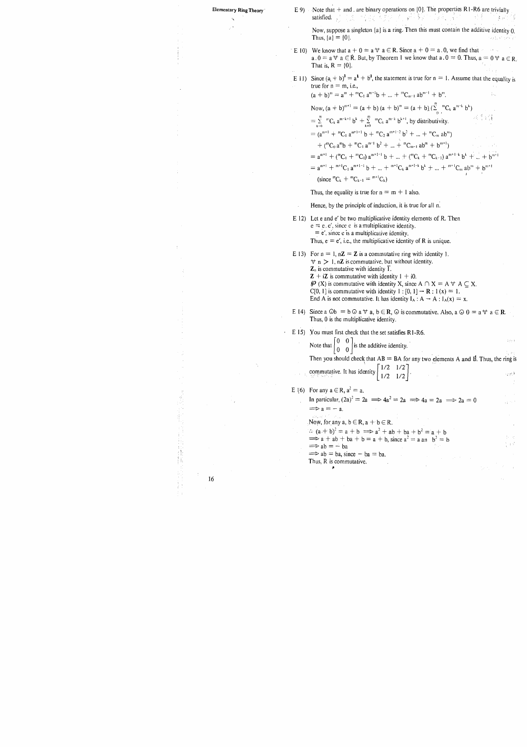E 9) Note that + and . are binary operations on {0}. The properties R1-R6 are trivially satisfied.

Now, suppose a singleton {a} is a ring. Then this must contain the additive identity 0. Thus, {a} = {0}.

E 10) We know that $a + 0 = a \ \forall\ a \in R$. Since $a + 0 = a \cdot 0$, we find that $a \cdot 0 = a \ \forall\ a \in R$. But, by Theorem 1 we know that $a \cdot 0 = 0$. Thus, $a = 0 \ \forall\ a \in R$. That is, $R = \{0\}$.

E 11) Since $(a + b)^1 = a^1 + b^1$, the statement is true for n = 1. Assume that the equality is true for n = m, i.e.,

$(a + b)^m = a^m + {}^mC_1\, a^{m-1}b + \ldots + {}^mC_{m-1}\, ab^{m-1} + b^m$.

Now, $(a + b)^{m+1} = (a + b)(a + b)^m = (a + b)\left(\sum_{0}^{m} {}^mC_k\, a^{m-k}\, b^k\right)$

$= \sum_{k=0}^{m} {}^mC_k\, a^{m-k+1}\, b^k + \sum_{k=0}^{m} {}^mC_k\, a^{m-k}\, b^{k+1}$, by distributivity.

$= (a^{m+1} + {}^mC_1\, a^{m+1-1}\, b + {}^mC_2\, a^{m+1-2}\, b^2 + \ldots + {}^mC_m\, ab^m)$

$+ ({}^mC_0\, a^m b + {}^mC_1\, a^{m-1}\, b^2 + \ldots + {}^mC_{m-1}\, ab^m + b^{m+1})$

$= a^{m+1} + ({}^mC_1 + {}^mC_0)\, a^{m+1-1}\, b + \ldots + ({}^mC_k + {}^mC_{k-1})\, a^{m+1-k}\, b^k + \ldots + b^{m+1}$

$= a^{m+1} + {}^{m+1}C_1\, a^{m+1-1}\, b + \ldots + {}^{m+1}C_k\, a^{m+1-k}\, b^k + \ldots + {}^{m+1}C_m\, ab^m + b^{m+1}$

(since ${}^mC_k + {}^mC_{k-1} = {}^{m+1}C_k$)

Thus, the equality is true for n = m + 1 also.

Hence, by the principle of induction, it is true for all n.

E 12) Let e and e' be two multiplicative identity elements of R. Then
$e = e \cdot e'$, since e' is a multiplicative identity.
$= e'$, since e is a multiplicative identity.
Thus, e = e', i.e., the multiplicative identity of R is unique.

E 13) For n = 1, $n\mathbf{Z} = \mathbf{Z}$ is a commutative ring with identity 1.
$\forall\ n > 1$, $n\mathbf{Z}$ is commutative, but without identity.
$\mathbf{Z}_n$ is commutative with identity $\bar{1}$.
$\mathbf{Z} + i\mathbf{Z}$ is commutative with identity 1 + i0.
$\wp$ (X) is commutative with identity X, since $A \cap X = A \ \forall\ A \subseteq X$.
C[0, 1] is commutative with identity $1 : [0, 1] \to \mathbf{R} : 1(x) = 1$.
End A is not commutative. It has identity $I_A : A \to A : I_A(x) = x$.

E 14) Since $a \odot b = b \odot a \ \forall\ a, b \in \mathbf{R}$, $\odot$ is commutative. Also, $a \odot 0 = a \ \forall\ a \in \mathbf{R}$. Thus, 0 is the multiplicative identity.

E 15) You must first check that the set satisfies R1-R6.

Note that $\begin{bmatrix} 0 & 0 \\ 0 & 0 \end{bmatrix}$ is the additive identity.

Then you should check that AB = BA for any two elements A and B. Thus, the ring is commutative. It has identity $\begin{bmatrix} 1/2 & 1/2 \\ 1/2 & 1/2 \end{bmatrix}$.

E 16) For any $a \in R$, $a^2 = a$.
In particular, $(2a)^2 = 2a \implies 4a^2 = 2a \implies 4a = 2a \implies 2a = 0$
$\implies a = -a$.

Now, for any $a, b \in R$, $a + b \in R$.
$\therefore (a + b)^2 = a + b \implies a^2 + ab + ba + b^2 = a + b$
$\implies a + ab + ba + b = a + b$, since $a^2 = a$ an $b^2 = b$
$\implies ab = -ba$
$\implies ab = ba$, since $-ba = ba$.
Thus, R is commutative.